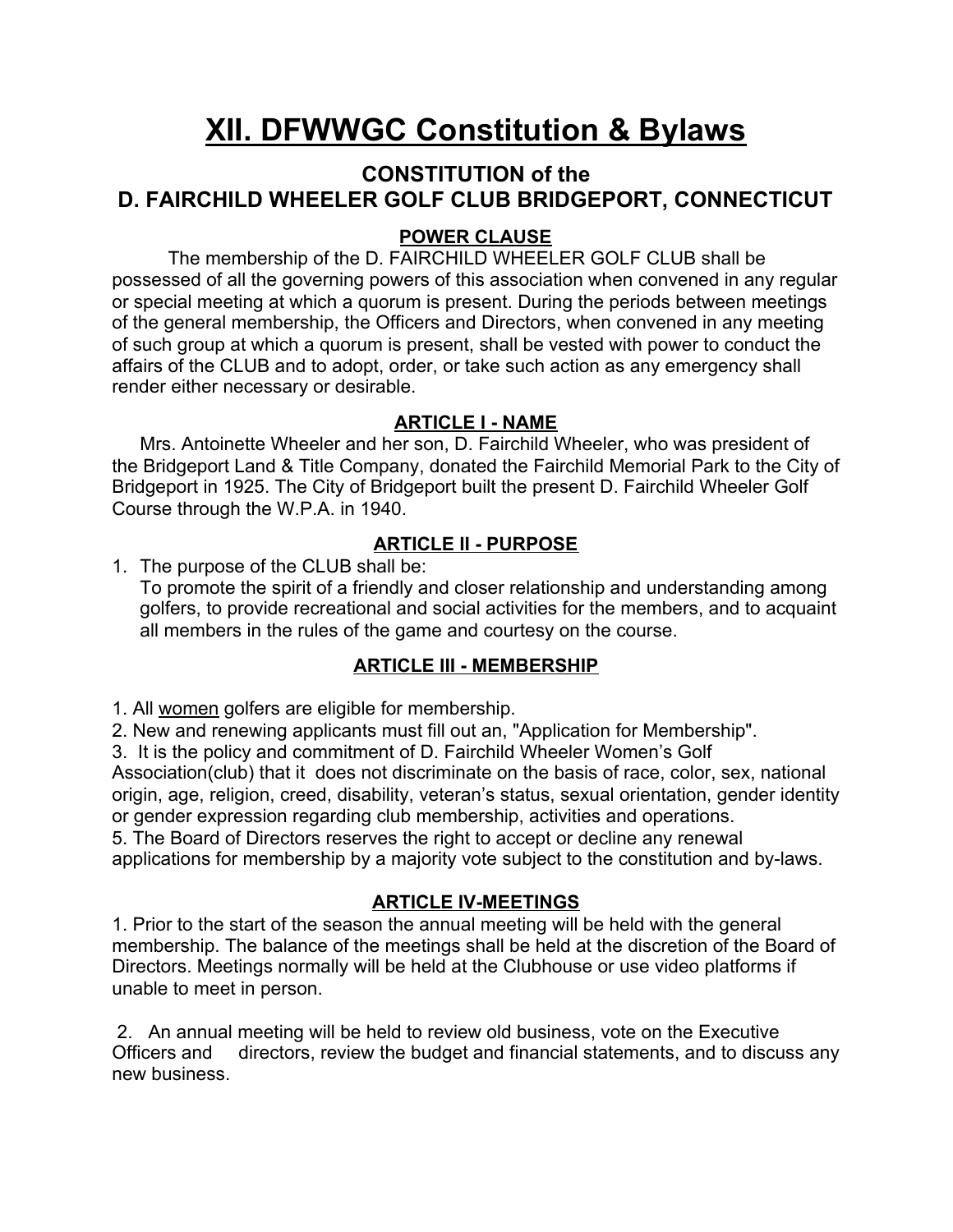# XII. DFWWGC Constitution & Bylaws

## CONSTITUTION of the D. FAIRCHILD WHEELER GOLF CLUB BRIDGEPORT, CONNECTICUT

### POWER CLAUSE

The membership of the D. FAIRCHILD WHEELER GOLF CLUB shall be possessed of all the governing powers of this association when convened in any regular or special meeting at which a quorum is present. During the periods between meetings of the general membership, the Officers and Directors, when convened in any meeting of such group at which a quorum is present, shall be vested with power to conduct the affairs of the CLUB and to adopt, order, or take such action as any emergency shall render either necessary or desirable.

### ARTICLE I - NAME

Mrs. Antoinette Wheeler and her son, D. Fairchild Wheeler, who was president of the Bridgeport Land & Title Company, donated the Fairchild Memorial Park to the City of Bridgeport in 1925. The City of Bridgeport built the present D. Fairchild Wheeler Golf Course through the W.P.A. in 1940.

### ARTICLE II - PURPOSE

1. The purpose of the CLUB shall be:
   To promote the spirit of a friendly and closer relationship and understanding among golfers, to provide recreational and social activities for the members, and to acquaint all members in the rules of the game and courtesy on the course.

### ARTICLE III - MEMBERSHIP

1. All <u>women</u> golfers are eligible for membership.
2. New and renewing applicants must fill out an, "Application for Membership".
3. It is the policy and commitment of D. Fairchild Wheeler Women's Golf Association(club) that it does not discriminate on the basis of race, color, sex, national origin, age, religion, creed, disability, veteran's status, sexual orientation, gender identity or gender expression regarding club membership, activities and operations.
5. The Board of Directors reserves the right to accept or decline any renewal applications for membership by a majority vote subject to the constitution and by-laws.

### ARTICLE IV-MEETINGS

1. Prior to the start of the season the annual meeting will be held with the general membership. The balance of the meetings shall be held at the discretion of the Board of Directors. Meetings normally will be held at the Clubhouse or use video platforms if unable to meet in person.

2. An annual meeting will be held to review old business, vote on the Executive Officers and directors, review the budget and financial statements, and to discuss any new business.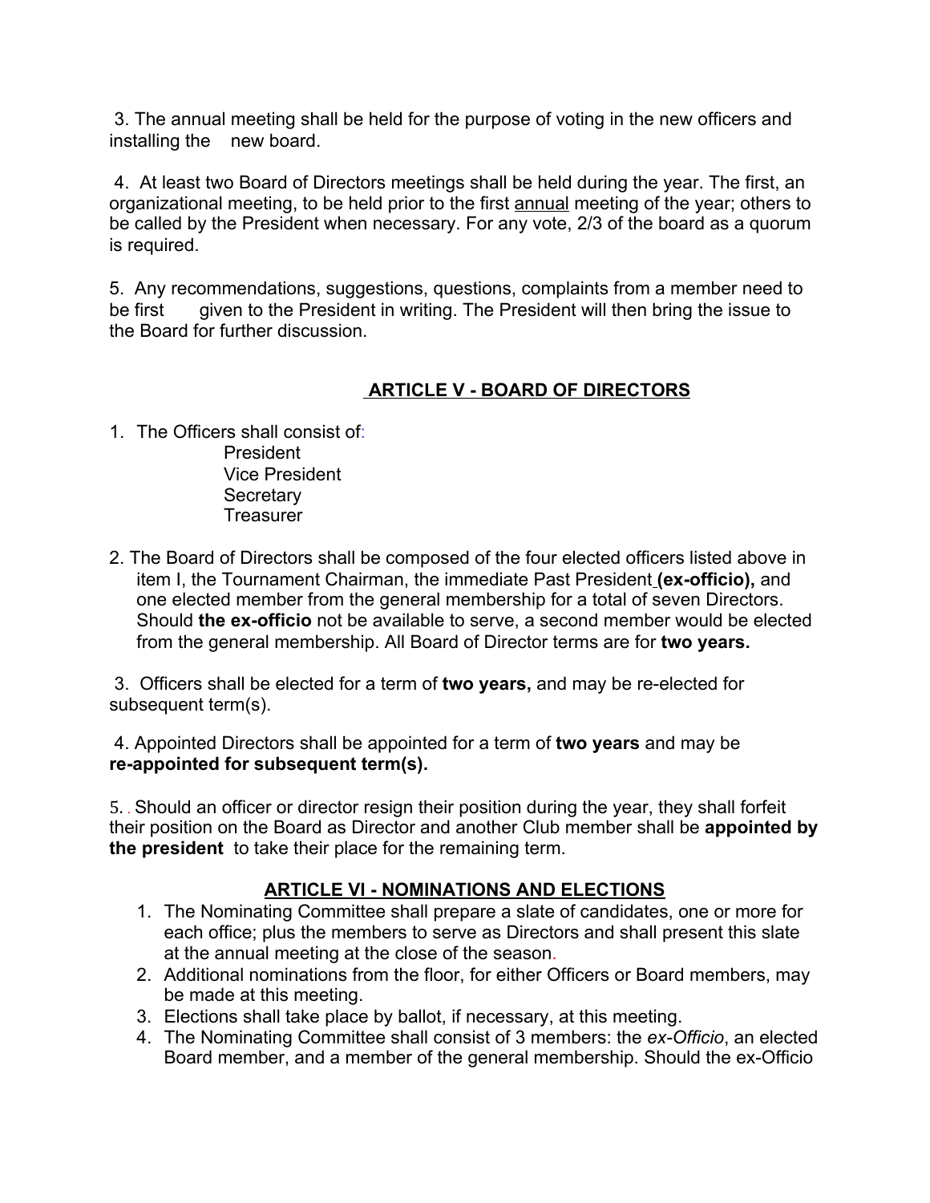3. The annual meeting shall be held for the purpose of voting in the new officers and installing the new board.

4. At least two Board of Directors meetings shall be held during the year. The first, an organizational meeting, to be held prior to the first annual meeting of the year; others to be called by the President when necessary. For any vote, 2/3 of the board as a quorum is required.

5. Any recommendations, suggestions, questions, complaints from a member need to be first given to the President in writing. The President will then bring the issue to the Board for further discussion.

## ARTICLE V - BOARD OF DIRECTORS

1. The Officers shall consist of:
   - President
   - Vice President
   - Secretary
   - Treasurer

2. The Board of Directors shall be composed of the four elected officers listed above in item I, the Tournament Chairman, the immediate Past President **(ex-officio),** and one elected member from the general membership for a total of seven Directors. Should **the ex-officio** not be available to serve, a second member would be elected from the general membership. All Board of Director terms are for **two years.**

3. Officers shall be elected for a term of **two years,** and may be re-elected for subsequent term(s).

4. Appointed Directors shall be appointed for a term of **two years** and may be **re-appointed for subsequent term(s).**

5. Should an officer or director resign their position during the year, they shall forfeit their position on the Board as Director and another Club member shall be **appointed by the president** to take their place for the remaining term.

## ARTICLE VI - NOMINATIONS AND ELECTIONS

1. The Nominating Committee shall prepare a slate of candidates, one or more for each office; plus the members to serve as Directors and shall present this slate at the annual meeting at the close of the season.
2. Additional nominations from the floor, for either Officers or Board members, may be made at this meeting.
3. Elections shall take place by ballot, if necessary, at this meeting.
4. The Nominating Committee shall consist of 3 members: the *ex-Officio*, an elected Board member, and a member of the general membership. Should the ex-Officio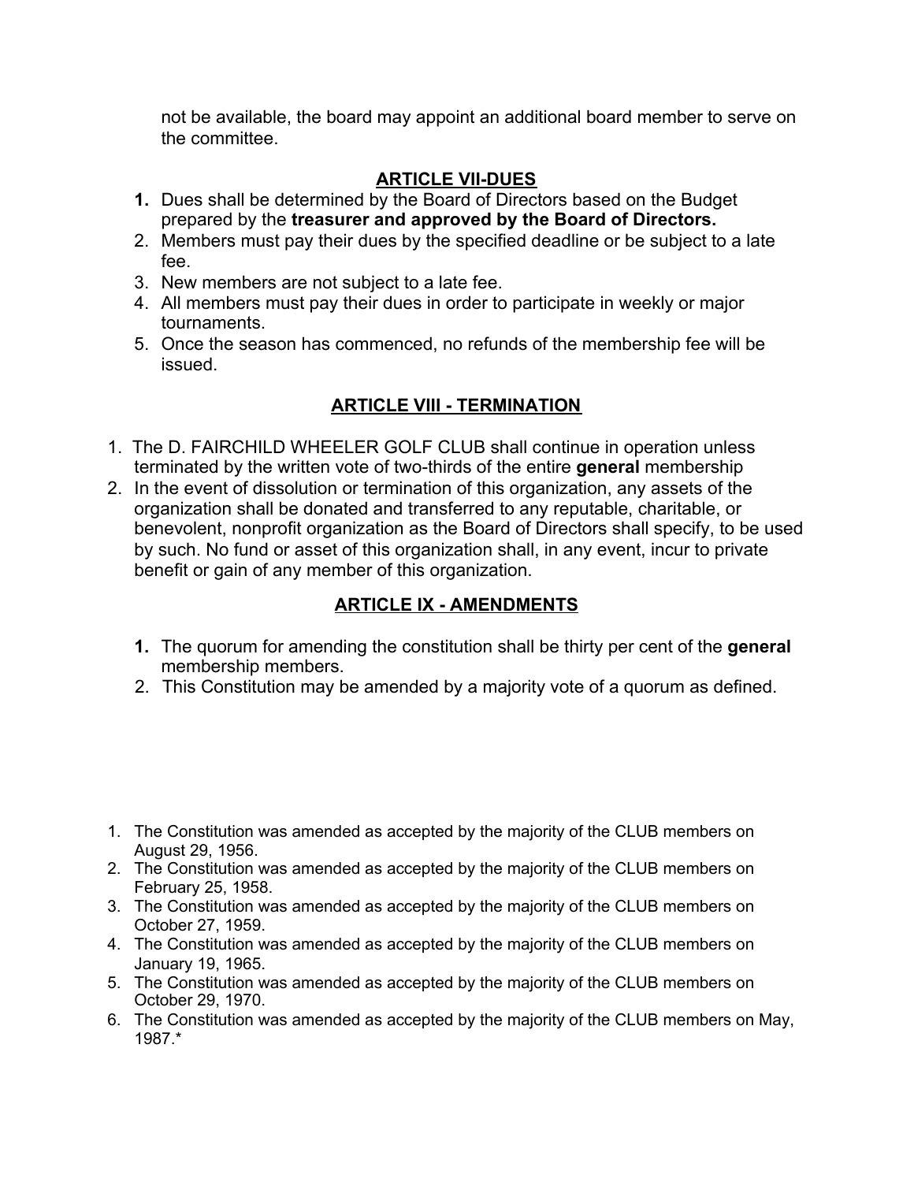not be available, the board may appoint an additional board member to serve on the committee.

## ARTICLE VII-DUES

1. Dues shall be determined by the Board of Directors based on the Budget prepared by the **treasurer and approved by the Board of Directors.**
2. Members must pay their dues by the specified deadline or be subject to a late fee.
3. New members are not subject to a late fee.
4. All members must pay their dues in order to participate in weekly or major tournaments.
5. Once the season has commenced, no refunds of the membership fee will be issued.

## ARTICLE VIII - TERMINATION

1. The D. FAIRCHILD WHEELER GOLF CLUB shall continue in operation unless terminated by the written vote of two-thirds of the entire **general** membership
2. In the event of dissolution or termination of this organization, any assets of the organization shall be donated and transferred to any reputable, charitable, or benevolent, nonprofit organization as the Board of Directors shall specify, to be used by such. No fund or asset of this organization shall, in any event, incur to private benefit or gain of any member of this organization.

## ARTICLE IX - AMENDMENTS

1. The quorum for amending the constitution shall be thirty per cent of the **general** membership members.
2. This Constitution may be amended by a majority vote of a quorum as defined.

1. The Constitution was amended as accepted by the majority of the CLUB members on August 29, 1956.
2. The Constitution was amended as accepted by the majority of the CLUB members on February 25, 1958.
3. The Constitution was amended as accepted by the majority of the CLUB members on October 27, 1959.
4. The Constitution was amended as accepted by the majority of the CLUB members on January 19, 1965.
5. The Constitution was amended as accepted by the majority of the CLUB members on October 29, 1970.
6. The Constitution was amended as accepted by the majority of the CLUB members on May, 1987.*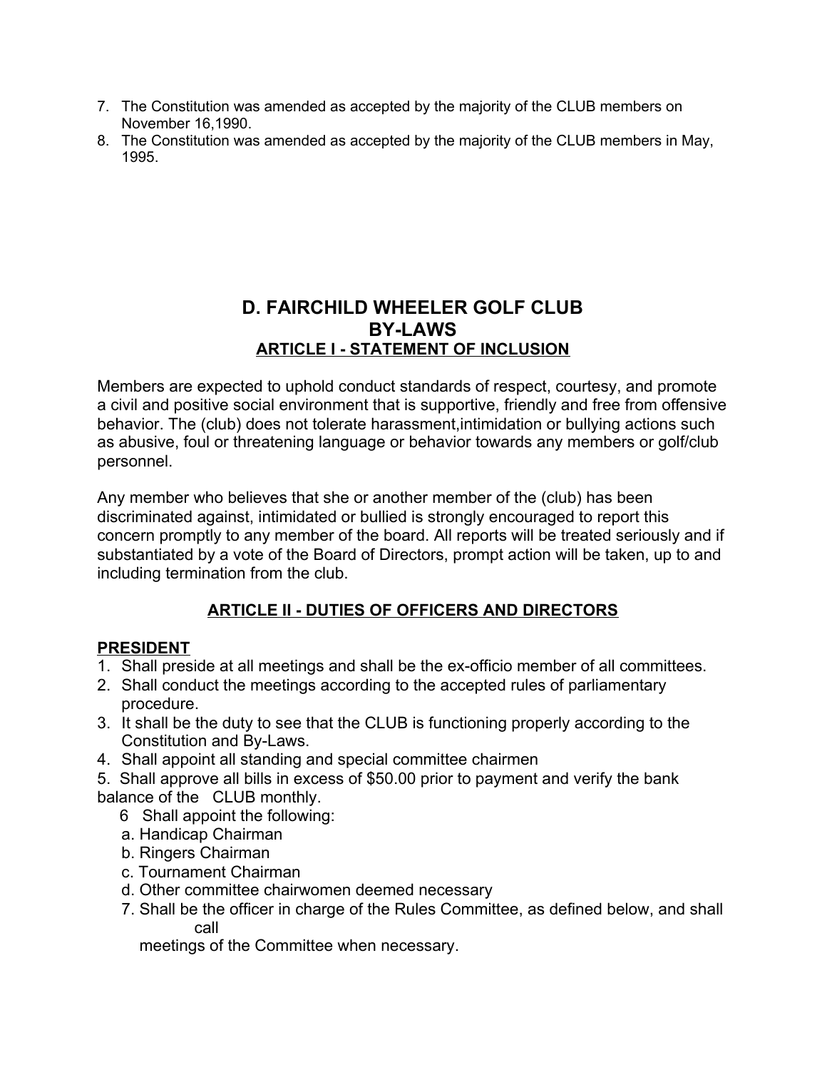7. The Constitution was amended as accepted by the majority of the CLUB members on November 16,1990.
8. The Constitution was amended as accepted by the majority of the CLUB members in May, 1995.

# D. FAIRCHILD WHEELER GOLF CLUB
# BY-LAWS
## ARTICLE I - STATEMENT OF INCLUSION

Members are expected to uphold conduct standards of respect, courtesy, and promote a civil and positive social environment that is supportive, friendly and free from offensive behavior. The (club) does not tolerate harassment,intimidation or bullying actions such as abusive, foul or threatening language or behavior towards any members or golf/club personnel.

Any member who believes that she or another member of the (club) has been discriminated against, intimidated or bullied is strongly encouraged to report this concern promptly to any member of the board. All reports will be treated seriously and if substantiated by a vote of the Board of Directors, prompt action will be taken, up to and including termination from the club.

## ARTICLE II - DUTIES OF OFFICERS AND DIRECTORS

### PRESIDENT

1. Shall preside at all meetings and shall be the ex-officio member of all committees.
2. Shall conduct the meetings according to the accepted rules of parliamentary procedure.
3. It shall be the duty to see that the CLUB is functioning properly according to the Constitution and By-Laws.
4. Shall appoint all standing and special committee chairmen
5. Shall approve all bills in excess of $50.00 prior to payment and verify the bank balance of the CLUB monthly.
6. Shall appoint the following:
   a. Handicap Chairman
   b. Ringers Chairman
   c. Tournament Chairman
   d. Other committee chairwomen deemed necessary
7. Shall be the officer in charge of the Rules Committee, as defined below, and shall call meetings of the Committee when necessary.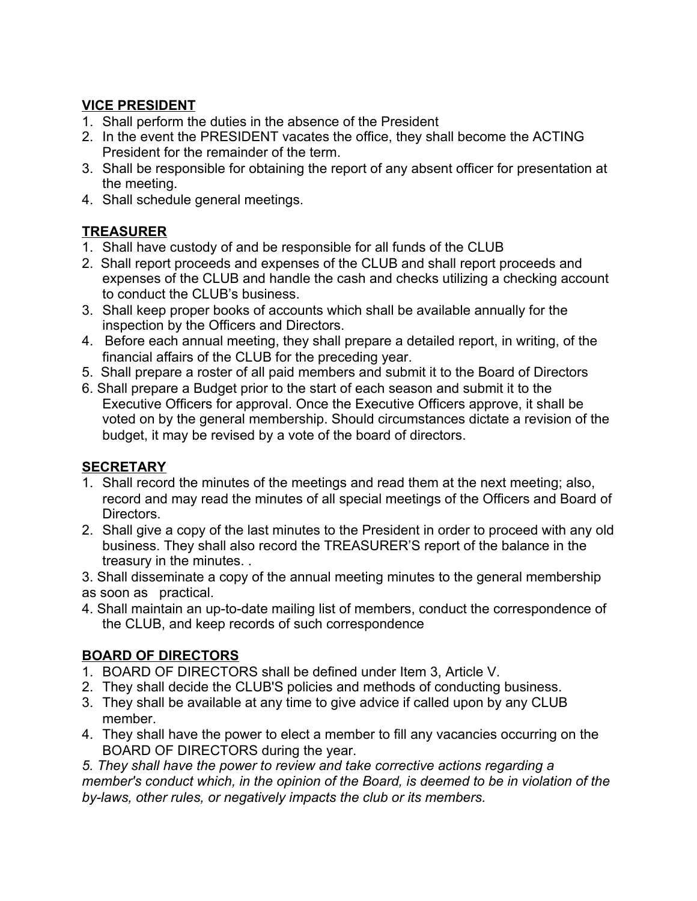**VICE PRESIDENT**

1. Shall perform the duties in the absence of the President
2. In the event the PRESIDENT vacates the office, they shall become the ACTING President for the remainder of the term.
3. Shall be responsible for obtaining the report of any absent officer for presentation at the meeting.
4. Shall schedule general meetings.

**TREASURER**

1. Shall have custody of and be responsible for all funds of the CLUB
2. Shall report proceeds and expenses of the CLUB and shall report proceeds and expenses of the CLUB and handle the cash and checks utilizing a checking account to conduct the CLUB's business.
3. Shall keep proper books of accounts which shall be available annually for the inspection by the Officers and Directors.
4. Before each annual meeting, they shall prepare a detailed report, in writing, of the financial affairs of the CLUB for the preceding year.
5. Shall prepare a roster of all paid members and submit it to the Board of Directors
6. Shall prepare a Budget prior to the start of each season and submit it to the Executive Officers for approval. Once the Executive Officers approve, it shall be voted on by the general membership. Should circumstances dictate a revision of the budget, it may be revised by a vote of the board of directors.

**SECRETARY**

1. Shall record the minutes of the meetings and read them at the next meeting; also, record and may read the minutes of all special meetings of the Officers and Board of Directors.
2. Shall give a copy of the last minutes to the President in order to proceed with any old business. They shall also record the TREASURER'S report of the balance in the treasury in the minutes. .
3. Shall disseminate a copy of the annual meeting minutes to the general membership as soon as practical.
4. Shall maintain an up-to-date mailing list of members, conduct the correspondence of the CLUB, and keep records of such correspondence

**BOARD OF DIRECTORS**

1. BOARD OF DIRECTORS shall be defined under Item 3, Article V.
2. They shall decide the CLUB'S policies and methods of conducting business.
3. They shall be available at any time to give advice if called upon by any CLUB member.
4. They shall have the power to elect a member to fill any vacancies occurring on the BOARD OF DIRECTORS during the year.
5. *They shall have the power to review and take corrective actions regarding a member's conduct which, in the opinion of the Board, is deemed to be in violation of the by-laws, other rules, or negatively impacts the club or its members.*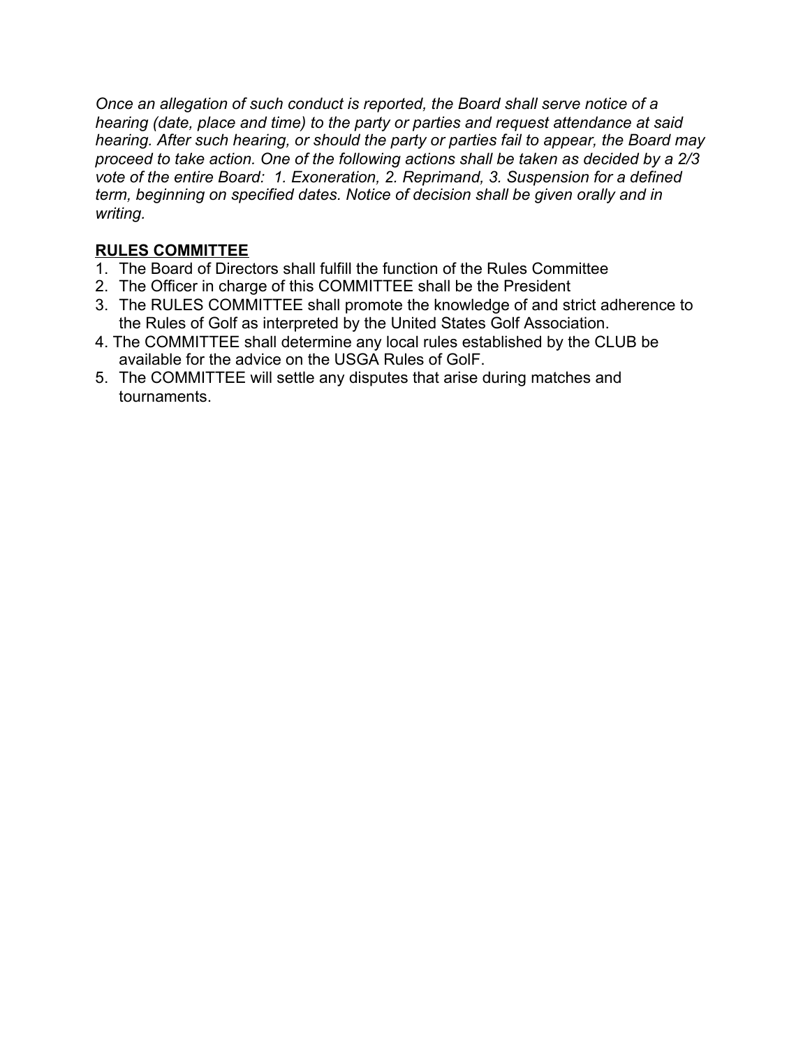*Once an allegation of such conduct is reported, the Board shall serve notice of a hearing (date, place and time) to the party or parties and request attendance at said hearing. After such hearing, or should the party or parties fail to appear, the Board may proceed to take action. One of the following actions shall be taken as decided by a 2/3 vote of the entire Board: 1. Exoneration, 2. Reprimand, 3. Suspension for a defined term, beginning on specified dates. Notice of decision shall be given orally and in writing.*

**RULES COMMITTEE**

1. The Board of Directors shall fulfill the function of the Rules Committee
2. The Officer in charge of this COMMITTEE shall be the President
3. The RULES COMMITTEE shall promote the knowledge of and strict adherence to the Rules of Golf as interpreted by the United States Golf Association.
4. The COMMITTEE shall determine any local rules established by the CLUB be available for the advice on the USGA Rules of GolF.
5. The COMMITTEE will settle any disputes that arise during matches and tournaments.